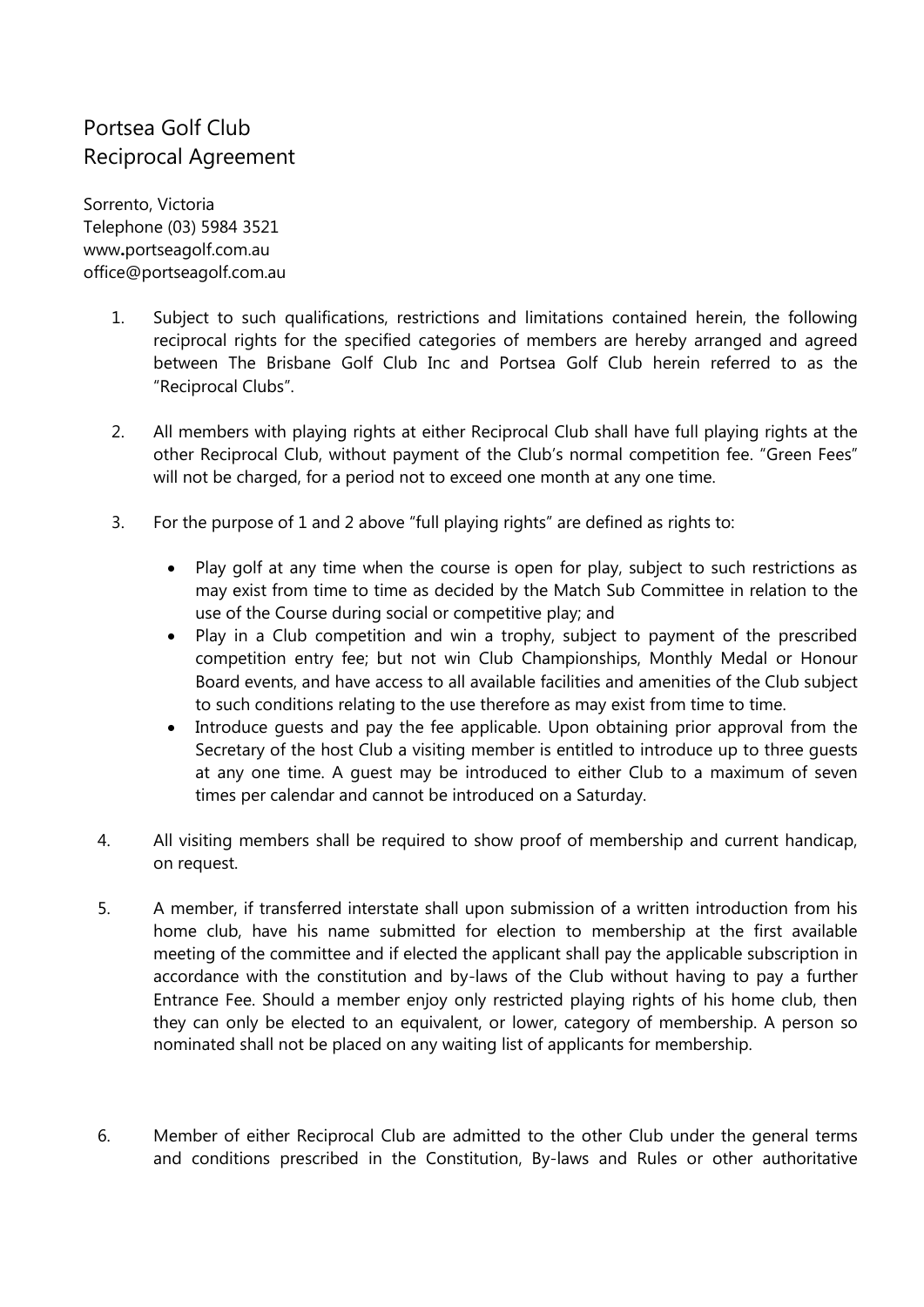# Portsea Golf Club
# Reciprocal Agreement

Sorrento, Victoria
Telephone (03) 5984 3521
www.portseagolf.com.au
office@portseagolf.com.au

1. Subject to such qualifications, restrictions and limitations contained herein, the following reciprocal rights for the specified categories of members are hereby arranged and agreed between The Brisbane Golf Club Inc and Portsea Golf Club herein referred to as the "Reciprocal Clubs".

2. All members with playing rights at either Reciprocal Club shall have full playing rights at the other Reciprocal Club, without payment of the Club's normal competition fee. "Green Fees" will not be charged, for a period not to exceed one month at any one time.

3. For the purpose of 1 and 2 above "full playing rights" are defined as rights to:

   - Play golf at any time when the course is open for play, subject to such restrictions as may exist from time to time as decided by the Match Sub Committee in relation to the use of the Course during social or competitive play; and
   - Play in a Club competition and win a trophy, subject to payment of the prescribed competition entry fee; but not win Club Championships, Monthly Medal or Honour Board events, and have access to all available facilities and amenities of the Club subject to such conditions relating to the use therefore as may exist from time to time.
   - Introduce guests and pay the fee applicable. Upon obtaining prior approval from the Secretary of the host Club a visiting member is entitled to introduce up to three guests at any one time. A guest may be introduced to either Club to a maximum of seven times per calendar and cannot be introduced on a Saturday.

4. All visiting members shall be required to show proof of membership and current handicap, on request.

5. A member, if transferred interstate shall upon submission of a written introduction from his home club, have his name submitted for election to membership at the first available meeting of the committee and if elected the applicant shall pay the applicable subscription in accordance with the constitution and by-laws of the Club without having to pay a further Entrance Fee. Should a member enjoy only restricted playing rights of his home club, then they can only be elected to an equivalent, or lower, category of membership. A person so nominated shall not be placed on any waiting list of applicants for membership.

6. Member of either Reciprocal Club are admitted to the other Club under the general terms and conditions prescribed in the Constitution, By-laws and Rules or other authoritative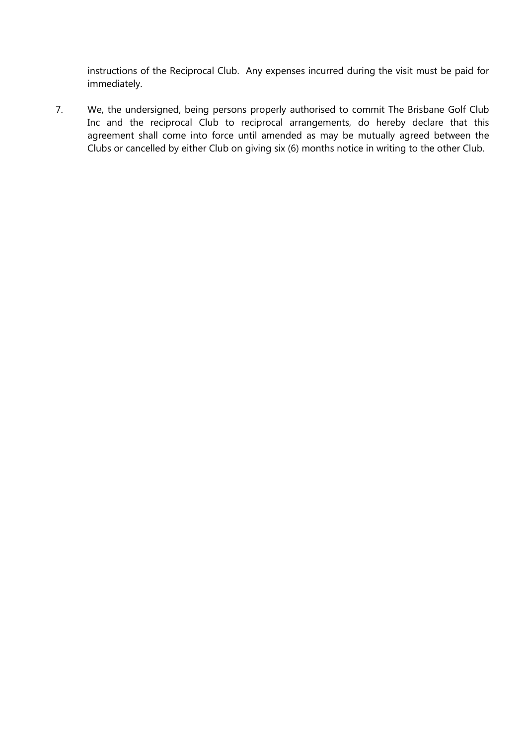instructions of the Reciprocal Club. Any expenses incurred during the visit must be paid for immediately.

7. We, the undersigned, being persons properly authorised to commit The Brisbane Golf Club Inc and the reciprocal Club to reciprocal arrangements, do hereby declare that this agreement shall come into force until amended as may be mutually agreed between the Clubs or cancelled by either Club on giving six (6) months notice in writing to the other Club.